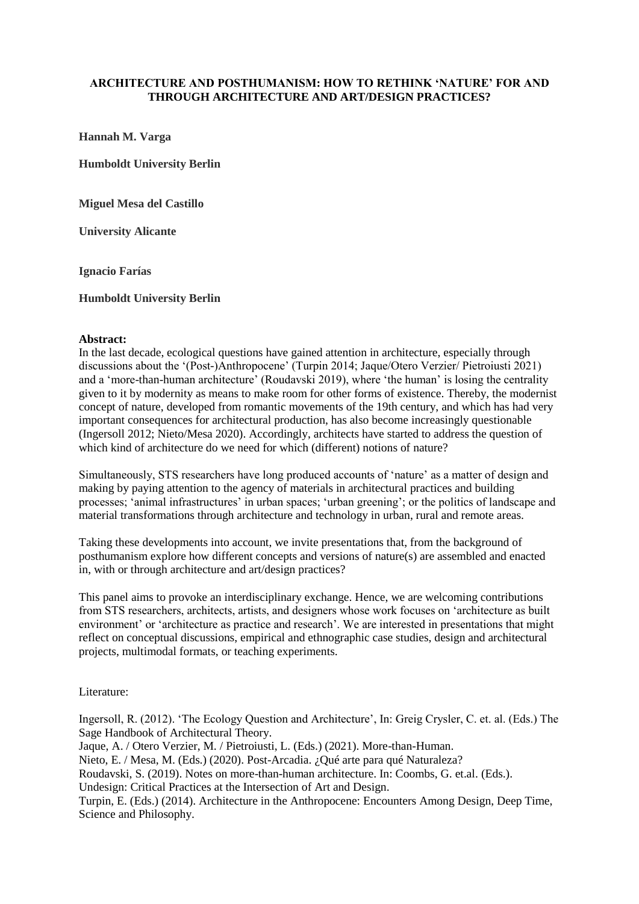# ARCHITECTURE AND POSTHUMANISM: HOW TO RETHINK 'NATURE' FOR AND THROUGH ARCHITECTURE AND ART/DESIGN PRACTICES?

**Hannah M. Varga**

**Humboldt University Berlin**

**Miguel Mesa del Castillo**

**University Alicante**

**Ignacio Farías**

**Humboldt University Berlin**

**Abstract:**

In the last decade, ecological questions have gained attention in architecture, especially through discussions about the '(Post-)Anthropocene' (Turpin 2014; Jaque/Otero Verzier/ Pietroiusti 2021) and a 'more-than-human architecture' (Roudavski 2019), where 'the human' is losing the centrality given to it by modernity as means to make room for other forms of existence. Thereby, the modernist concept of nature, developed from romantic movements of the 19th century, and which has had very important consequences for architectural production, has also become increasingly questionable (Ingersoll 2012; Nieto/Mesa 2020). Accordingly, architects have started to address the question of which kind of architecture do we need for which (different) notions of nature?

Simultaneously, STS researchers have long produced accounts of 'nature' as a matter of design and making by paying attention to the agency of materials in architectural practices and building processes; 'animal infrastructures' in urban spaces; 'urban greening'; or the politics of landscape and material transformations through architecture and technology in urban, rural and remote areas.

Taking these developments into account, we invite presentations that, from the background of posthumanism explore how different concepts and versions of nature(s) are assembled and enacted in, with or through architecture and art/design practices?

This panel aims to provoke an interdisciplinary exchange. Hence, we are welcoming contributions from STS researchers, architects, artists, and designers whose work focuses on 'architecture as built environment' or 'architecture as practice and research'. We are interested in presentations that might reflect on conceptual discussions, empirical and ethnographic case studies, design and architectural projects, multimodal formats, or teaching experiments.

Literature:

Ingersoll, R. (2012). 'The Ecology Question and Architecture', In: Greig Crysler, C. et. al. (Eds.) The Sage Handbook of Architectural Theory.

Jaque, A. / Otero Verzier, M. / Pietroiusti, L. (Eds.) (2021). More-than-Human.

Nieto, E. / Mesa, M. (Eds.) (2020). Post-Arcadia. ¿Qué arte para qué Naturaleza?

Roudavski, S. (2019). Notes on more-than-human architecture. In: Coombs, G. et.al. (Eds.). Undesign: Critical Practices at the Intersection of Art and Design.

Turpin, E. (Eds.) (2014). Architecture in the Anthropocene: Encounters Among Design, Deep Time, Science and Philosophy.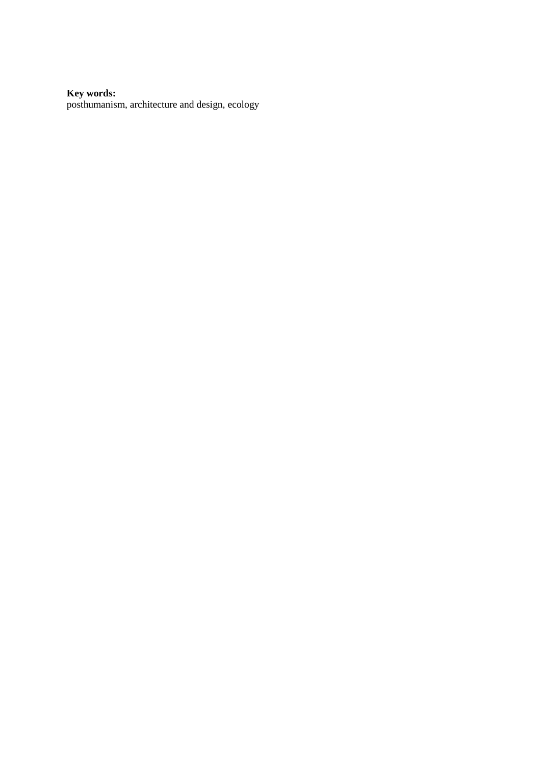**Key words:**
posthumanism, architecture and design, ecology